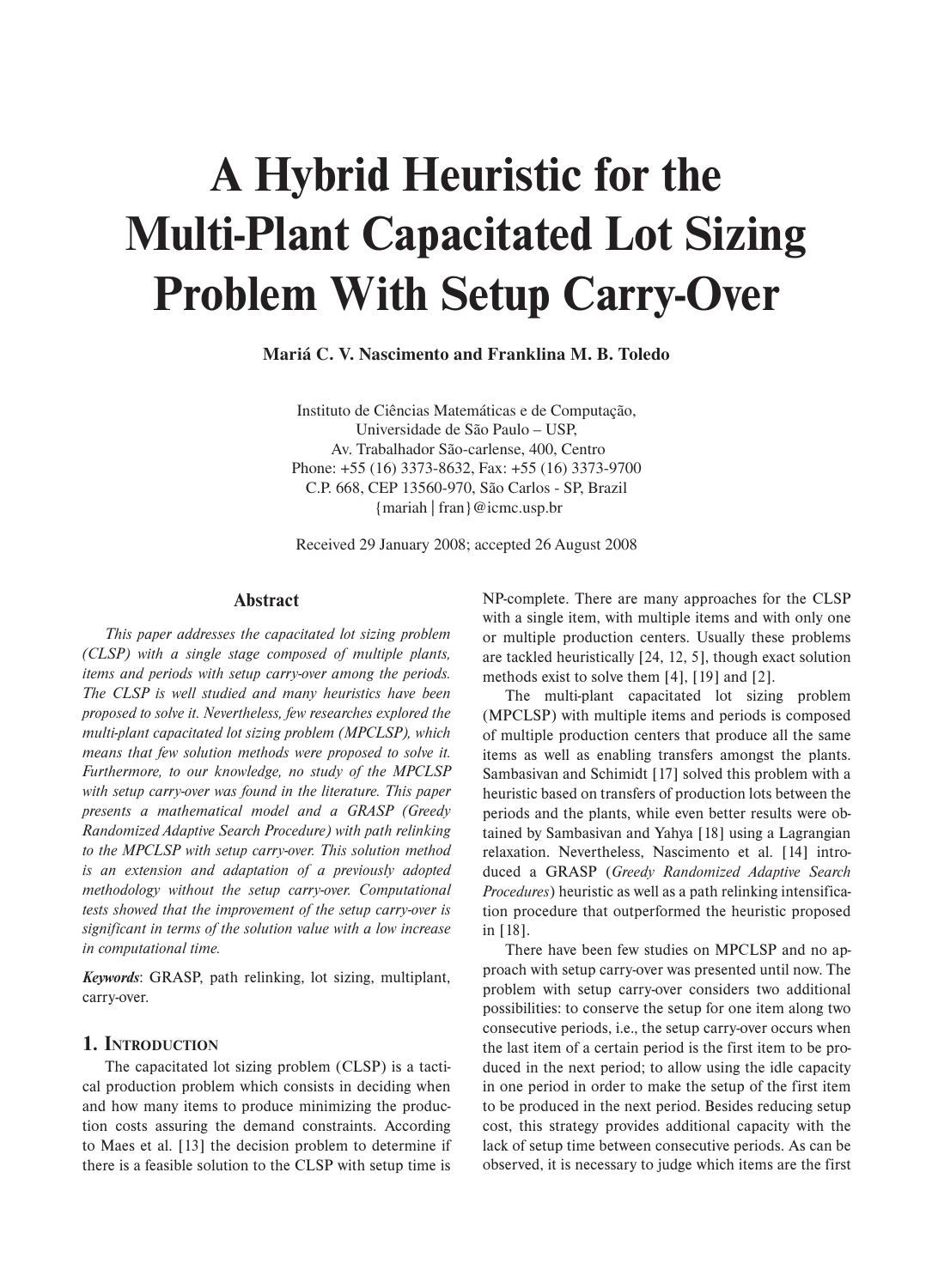# A Hybrid Heuristic for the Multi-Plant Capacitated Lot Sizing Problem With Setup Carry-Over

**Mariá C. V. Nascimento and Franklina M. B. Toledo**

Instituto de Ciências Matemáticas e de Computação,
Universidade de São Paulo – USP,
Av. Trabalhador São-carlense, 400, Centro
Phone: +55 (16) 3373-8632, Fax: +55 (16) 3373-9700
C.P. 668, CEP 13560-970, São Carlos - SP, Brazil
{mariah | fran}@icmc.usp.br

Received 29 January 2008; accepted 26 August 2008

## Abstract

*This paper addresses the capacitated lot sizing problem (CLSP) with a single stage composed of multiple plants, items and periods with setup carry-over among the periods. The CLSP is well studied and many heuristics have been proposed to solve it. Nevertheless, few researches explored the multi-plant capacitated lot sizing problem (MPCLSP), which means that few solution methods were proposed to solve it. Furthermore, to our knowledge, no study of the MPCLSP with setup carry-over was found in the literature. This paper presents a mathematical model and a GRASP (Greedy Randomized Adaptive Search Procedure) with path relinking to the MPCLSP with setup carry-over. This solution method is an extension and adaptation of a previously adopted methodology without the setup carry-over. Computational tests showed that the improvement of the setup carry-over is significant in terms of the solution value with a low increase in computational time.*

***Keywords***: GRASP, path relinking, lot sizing, multiplant, carry-over.

## 1. Introduction

The capacitated lot sizing problem (CLSP) is a tactical production problem which consists in deciding when and how many items to produce minimizing the production costs assuring the demand constraints. According to Maes et al. [13] the decision problem to determine if there is a feasible solution to the CLSP with setup time is NP-complete. There are many approaches for the CLSP with a single item, with multiple items and with only one or multiple production centers. Usually these problems are tackled heuristically [24, 12, 5], though exact solution methods exist to solve them [4], [19] and [2].

The multi-plant capacitated lot sizing problem (MPCLSP) with multiple items and periods is composed of multiple production centers that produce all the same items as well as enabling transfers amongst the plants. Sambasivan and Schimidt [17] solved this problem with a heuristic based on transfers of production lots between the periods and the plants, while even better results were obtained by Sambasivan and Yahya [18] using a Lagrangian relaxation. Nevertheless, Nascimento et al. [14] introduced a GRASP (*Greedy Randomized Adaptive Search Procedures*) heuristic as well as a path relinking intensification procedure that outperformed the heuristic proposed in [18].

There have been few studies on MPCLSP and no approach with setup carry-over was presented until now. The problem with setup carry-over considers two additional possibilities: to conserve the setup for one item along two consecutive periods, i.e., the setup carry-over occurs when the last item of a certain period is the first item to be produced in the next period; to allow using the idle capacity in one period in order to make the setup of the first item to be produced in the next period. Besides reducing setup cost, this strategy provides additional capacity with the lack of setup time between consecutive periods. As can be observed, it is necessary to judge which items are the first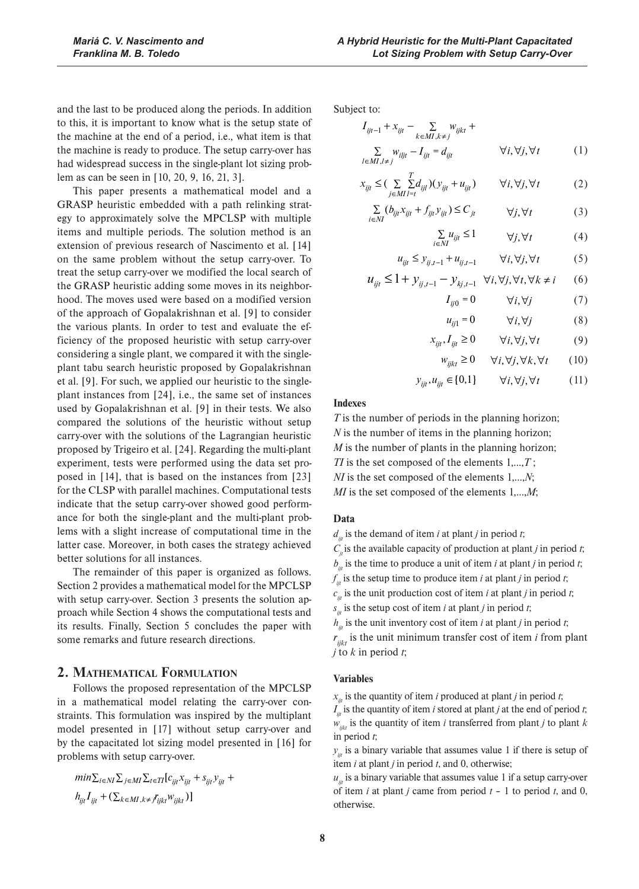and the last to be produced along the periods. In addition to this, it is important to know what is the setup state of the machine at the end of a period, i.e., what item is that the machine is ready to produce. The setup carry-over has had widespread success in the single-plant lot sizing problem as can be seen in [10, 20, 9, 16, 21, 3].

This paper presents a mathematical model and a GRASP heuristic embedded with a path relinking strategy to approximately solve the MPCLSP with multiple items and multiple periods. The solution method is an extension of previous research of Nascimento et al. [14] on the same problem without the setup carry-over. To treat the setup carry-over we modified the local search of the GRASP heuristic adding some moves in its neighborhood. The moves used were based on a modified version of the approach of Gopalakrishnan et al. [9] to consider the various plants. In order to test and evaluate the efficiency of the proposed heuristic with setup carry-over considering a single plant, we compared it with the single-plant tabu search heuristic proposed by Gopalakrishnan et al. [9]. For such, we applied our heuristic to the single-plant instances from [24], i.e., the same set of instances used by Gopalakrishnan et al. [9] in their tests. We also compared the solutions of the heuristic without setup carry-over with the solutions of the Lagrangian heuristic proposed by Trigeiro et al. [24]. Regarding the multi-plant experiment, tests were performed using the data set proposed in [14], that is based on the instances from [23] for the CLSP with parallel machines. Computational tests indicate that the setup carry-over showed good performance for both the single-plant and the multi-plant problems with a slight increase of computational time in the latter case. Moreover, in both cases the strategy achieved better solutions for all instances.

The remainder of this paper is organized as follows. Section 2 provides a mathematical model for the MPCLSP with setup carry-over. Section 3 presents the solution approach while Section 4 shows the computational tests and its results. Finally, Section 5 concludes the paper with some remarks and future research directions.

## 2. Mathematical Formulation

Follows the proposed representation of the MPCLSP in a mathematical model relating the carry-over constraints. This formulation was inspired by the multiplant model presented in [17] without setup carry-over and by the capacitated lot sizing model presented in [16] for problems with setup carry-over.

$$min \sum_{i \in NI} \sum_{j \in MI} \sum_{t \in TI} [c_{ijt} x_{ijt} + s_{ijt} y_{ijt} + h_{ijt} I_{ijt} + (\sum_{k \in MI, k \neq j} r_{ijkt} w_{ijkt})]$$

Subject to:

$$I_{ijt-1} + x_{ijt} - \sum_{k \in MI, k \neq j} w_{ijkt} + \sum_{l \in MI, l \neq j} w_{iljt} - I_{ijt} = d_{ijt} \qquad \forall i, \forall j, \forall t \qquad (1)$$

$$x_{ijt} \leq \left(\sum_{j \in MI} \sum_{l=t}^{T} d_{ijl}\right)(y_{ijt} + u_{ijt}) \qquad \forall i, \forall j, \forall t \qquad (2)$$

$$\sum_{i \in NI} (b_{ijt} x_{ijt} + f_{ijt} y_{ijt}) \leq C_{jt} \qquad \forall j, \forall t \qquad (3)$$

$$\sum_{i \in NI} u_{ijt} \leq 1 \qquad \forall j, \forall t \qquad (4)$$

$$u_{ijt} \leq y_{ij,t-1} + u_{ij,t-1} \qquad \forall i, \forall j, \forall t \qquad (5)$$

$$u_{ijt} \leq 1 + y_{ij,t-1} - y_{kj,t-1} \qquad \forall i, \forall j, \forall t, \forall k \neq i \qquad (6)$$

$$I_{ij0} = 0 \qquad \forall i, \forall j \qquad (7)$$

$$u_{ij1} = 0 \qquad \forall i, \forall j \qquad (8)$$

$$x_{ijt}, I_{ijt} \geq 0 \qquad \forall i, \forall j, \forall t \qquad (9)$$

$$w_{ijkt} \geq 0 \qquad \forall i, \forall j, \forall k, \forall t \qquad (10)$$

$$y_{ijt}, u_{ijt} \in \{0,1\} \qquad \forall i, \forall j, \forall t \qquad (11)$$

**Indexes**

$T$ is the number of periods in the planning horizon;
$N$ is the number of items in the planning horizon;
$M$ is the number of plants in the planning horizon;
$TI$ is the set composed of the elements $1,...,T$;
$NI$ is the set composed of the elements $1,...,N$;
$MI$ is the set composed of the elements $1,...,M$;

**Data**

$d_{ijt}$ is the demand of item $i$ at plant $j$ in period $t$;
$C_{jt}$ is the available capacity of production at plant $j$ in period $t$;
$b_{ijt}$ is the time to produce a unit of item $i$ at plant $j$ in period $t$;
$f_{ijt}$ is the setup time to produce item $i$ at plant $j$ in period $t$;
$c_{ijt}$ is the unit production cost of item $i$ at plant $j$ in period $t$;
$s_{ijt}$ is the setup cost of item $i$ at plant $j$ in period $t$;
$h_{ijt}$ is the unit inventory cost of item $i$ at plant $j$ in period $t$;
$r_{ijkt}$ is the unit minimum transfer cost of item $i$ from plant $j$ to $k$ in period $t$;

**Variables**

$x_{ijt}$ is the quantity of item $i$ produced at plant $j$ in period $t$;
$I_{ijt}$ is the quantity of item $i$ stored at plant $j$ at the end of period $t$;
$w_{ijkt}$ is the quantity of item $i$ transferred from plant $j$ to plant $k$ in period $t$;
$y_{ijt}$ is a binary variable that assumes value 1 if there is setup of item $i$ at plant $j$ in period $t$, and 0, otherwise;
$u_{ijt}$ is a binary variable that assumes value 1 if a setup carry-over of item $i$ at plant $j$ came from period $t$ - 1 to period $t$, and 0, otherwise.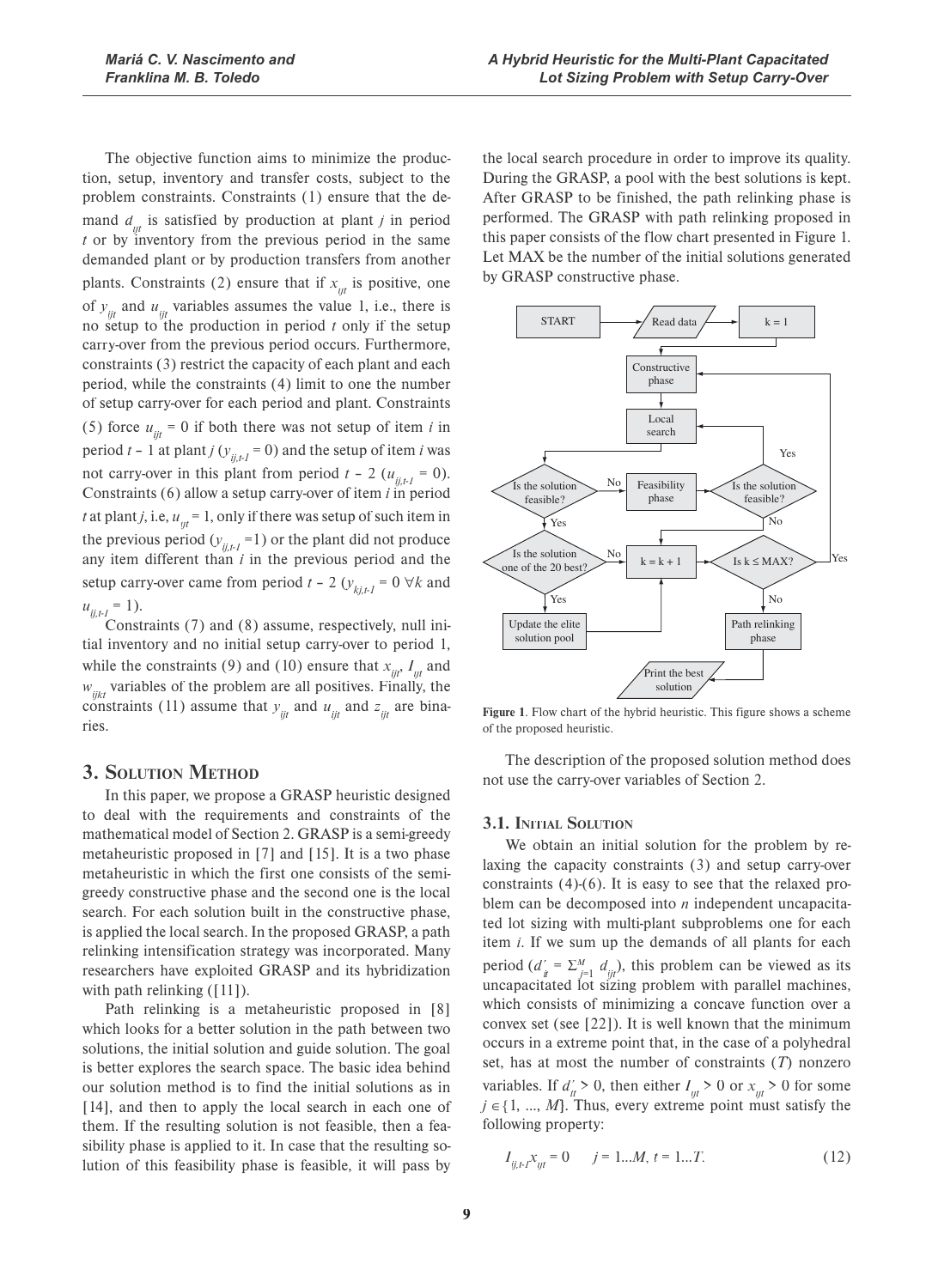The objective function aims to minimize the production, setup, inventory and transfer costs, subject to the problem constraints. Constraints (1) ensure that the demand $d_{ijt}$ is satisfied by production at plant $j$ in period $t$ or by inventory from the previous period in the same demanded plant or by production transfers from another plants. Constraints (2) ensure that if $x_{ijt}$ is positive, one of $y_{ijt}$ and $u_{ijt}$ variables assumes the value 1, i.e., there is no setup to the production in period $t$ only if the setup carry-over from the previous period occurs. Furthermore, constraints (3) restrict the capacity of each plant and each period, while the constraints (4) limit to one the number of setup carry-over for each period and plant. Constraints (5) force $u_{ijt} = 0$ if both there was not setup of item $i$ in period $t - 1$ at plant $j$ ($y_{ij,t-1} = 0$) and the setup of item $i$ was not carry-over in this plant from period $t - 2$ ($u_{ij,t-1} = 0$). Constraints (6) allow a setup carry-over of item $i$ in period $t$ at plant $j$, i.e, $u_{ijt} = 1$, only if there was setup of such item in the previous period ($y_{ij,t-1} = 1$) or the plant did not produce any item different than $i$ in the previous period and the setup carry-over came from period $t - 2$ ($y_{kj,t-1} = 0\ \forall k$ and $u_{ij,t-1} = 1$).

Constraints (7) and (8) assume, respectively, null initial inventory and no initial setup carry-over to period 1, while the constraints (9) and (10) ensure that $x_{ijt}$, $I_{ijt}$ and $w_{ijkt}$ variables of the problem are all positives. Finally, the constraints (11) assume that $y_{ijt}$ and $u_{ijt}$ and $z_{ijt}$ are binaries.

## 3. Solution Method

In this paper, we propose a GRASP heuristic designed to deal with the requirements and constraints of the mathematical model of Section 2. GRASP is a semi-greedy metaheuristic proposed in [7] and [15]. It is a two phase metaheuristic in which the first one consists of the semi-greedy constructive phase and the second one is the local search. For each solution built in the constructive phase, is applied the local search. In the proposed GRASP, a path relinking intensification strategy was incorporated. Many researchers have exploited GRASP and its hybridization with path relinking ([11]).

Path relinking is a metaheuristic proposed in [8] which looks for a better solution in the path between two solutions, the initial solution and guide solution. The goal is better explores the search space. The basic idea behind our solution method is to find the initial solutions as in [14], and then to apply the local search in each one of them. If the resulting solution is not feasible, then a feasibility phase is applied to it. In case that the resulting solution of this feasibility phase is feasible, it will pass by the local search procedure in order to improve its quality. During the GRASP, a pool with the best solutions is kept. After GRASP to be finished, the path relinking phase is performed. The GRASP with path relinking proposed in this paper consists of the flow chart presented in Figure 1. Let MAX be the number of the initial solutions generated by GRASP constructive phase.

**Figure 1**. Flow chart of the hybrid heuristic. This figure shows a scheme of the proposed heuristic.

The description of the proposed solution method does not use the carry-over variables of Section 2.

### 3.1. Initial Solution

We obtain an initial solution for the problem by relaxing the capacity constraints (3) and setup carry-over constraints (4)-(6). It is easy to see that the relaxed problem can be decomposed into $n$ independent uncapacitated lot sizing with multi-plant subproblems one for each item $i$. If we sum up the demands of all plants for each period ($d'_{it} = \Sigma_{j=1}^{M} d_{ijt}$), this problem can be viewed as its uncapacitated lot sizing problem with parallel machines, which consists of minimizing a concave function over a convex set (see [22]). It is well known that the minimum occurs in a extreme point that, in the case of a polyhedral set, has at most the number of constraints ($T$) nonzero variables. If $d'_{it} > 0$, then either $I_{ijt} > 0$ or $x_{ijt} > 0$ for some $j \in \{1, ..., M\}$. Thus, every extreme point must satisfy the following property:

$$I_{ij,t-1} x_{ijt} = 0 \qquad j = 1...M,\ t = 1...T. \tag{12}$$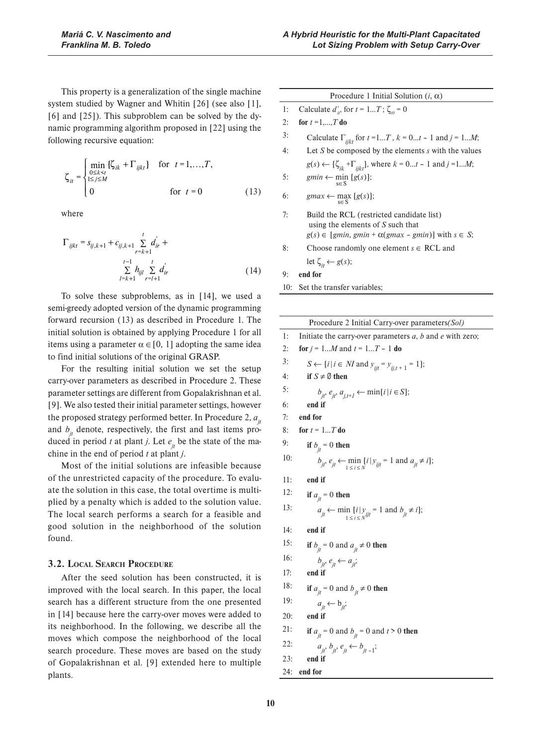This property is a generalization of the single machine system studied by Wagner and Whitin [26] (see also [1], [6] and [25]). This subproblem can be solved by the dynamic programming algorithm proposed in [22] using the following recursive equation:

$$\zeta_{it} = \begin{cases} \min\limits_{\substack{0 \le k < t \\ 1 \le j \le M}} \{\zeta_{ik} + \Gamma_{ijkt}\} & \text{for } t = 1, \ldots, T, \\ 0 & \text{for } t = 0 \end{cases} \tag{13}$$

where

$$\Gamma_{ijkt} = s_{ij,k+1} + c_{ij,k+1} \sum_{r=k+1}^{t} d'_{ir} + \sum_{l=k+1}^{t-1} h_{ijl} \sum_{r=l+1}^{t} d'_{ir} \tag{14}$$

To solve these subproblems, as in [14], we used a semi-greedy adopted version of the dynamic programming forward recursion (13) as described in Procedure 1. The initial solution is obtained by applying Procedure 1 for all items using a parameter $\alpha \in [0, 1]$ adopting the same idea to find initial solutions of the original GRASP.

For the resulting initial solution we set the setup carry-over parameters as described in Procedure 2. These parameter settings are different from Gopalakrishnan et al. [9]. We also tested their initial parameter settings, however the proposed strategy performed better. In Procedure 2, $a_{jt}$ and $b_{jt}$ denote, respectively, the first and last items produced in period $t$ at plant $j$. Let $e_{jt}$ be the state of the machine in the end of period $t$ at plant $j$.

Most of the initial solutions are infeasible because of the unrestricted capacity of the procedure. To evaluate the solution in this case, the total overtime is multiplied by a penalty which is added to the solution value. The local search performs a search for a feasible and good solution in the neighborhood of the solution found.

### 3.2. Local Search Procedure

After the seed solution has been constructed, it is improved with the local search. In this paper, the local search has a different structure from the one presented in [14] because here the carry-over moves were added to its neighborhood. In the following, we describe all the moves which compose the neighborhood of the local search procedure. These moves are based on the study of Gopalakrishnan et al. [9] extended here to multiple plants.

**Procedure 1** Initial Solution ($i$, $\alpha$)

1: Calculate $d'_{it}$, for $t = 1 \ldots T$; $\zeta_{i0} = 0$
2: **for** $t = 1, \ldots, T$ **do**
3: Calculate $\Gamma_{ijkt}$ for $t = 1 \ldots T$, $k = 0 \ldots t-1$ and $j = 1 \ldots M$;
4: Let $S$ be composed by the elements $s$ with the values $g(s) \leftarrow \{\zeta_{ik} + \Gamma_{ijkt}\}$, where $k = 0 \ldots t-1$ and $j = 1 \ldots M$;
5: $gmin \leftarrow \min_{s \in S} \{g(s)\}$;
6: $gmax \leftarrow \max_{s \in S} \{g(s)\}$;
7: Build the RCL (restricted candidate list) using the elements of $S$ such that $g(s) \in [gmin, gmin + \alpha(gmax - gmin)]$ with $s \in S$;
8: Choose randomly one element $s \in$ RCL and let $\zeta_{it} \leftarrow g(s)$;
9: **end for**
10: Set the transfer variables;

**Procedure 2** Initial Carry-over parameters*(Sol)*

1: Initiate the carry-over parameters $a$, $b$ and $e$ with zero;
2: **for** $j = 1 \ldots M$ and $t = 1 \ldots T-1$ **do**
3: $S \leftarrow \{i \mid i \in NI \text{ and } y_{ijt} = y_{ij,t+1} = 1\}$;
4: **if** $S \neq \emptyset$ **then**
5: $b_{jt}, e_{jt}, a_{j,t+1} \leftarrow \min\{i \mid i \in S\}$;
6: **end if**
7: **end for**
8: **for** $t = 1 \ldots T$ **do**
9: **if** $b_{jt} = 0$ **then**
10: $b_{jt}, e_{jt} \leftarrow \min_{1 \le i \le N} \{i \mid y_{ijt} = 1 \text{ and } a_{jt} \neq i\}$;
11: **end if**
12: **if** $a_{jt} = 0$ **then**
13: $a_{jt} \leftarrow \min_{1 \le i \le N} \{i \mid y_{ijt} = 1 \text{ and } b_{jt} \neq i\}$;
14: **end if**
15: **if** $b_{jt} = 0$ and $a_{jt} \neq 0$ **then**
16: $b_{jt}, e_{jt} \leftarrow a_{jt}$;
17: **end if**
18: **if** $a_{jt} = 0$ and $b_{jt} \neq 0$ **then**
19: $a_{jt} \leftarrow b_{jt}$;
20: **end if**
21: **if** $a_{jt} = 0$ and $b_{jt} = 0$ and $t > 0$ **then**
22: $a_{jt}, b_{jt}, e_{jt} \leftarrow b_{jt-1}$;
23: **end if**
24: **end for**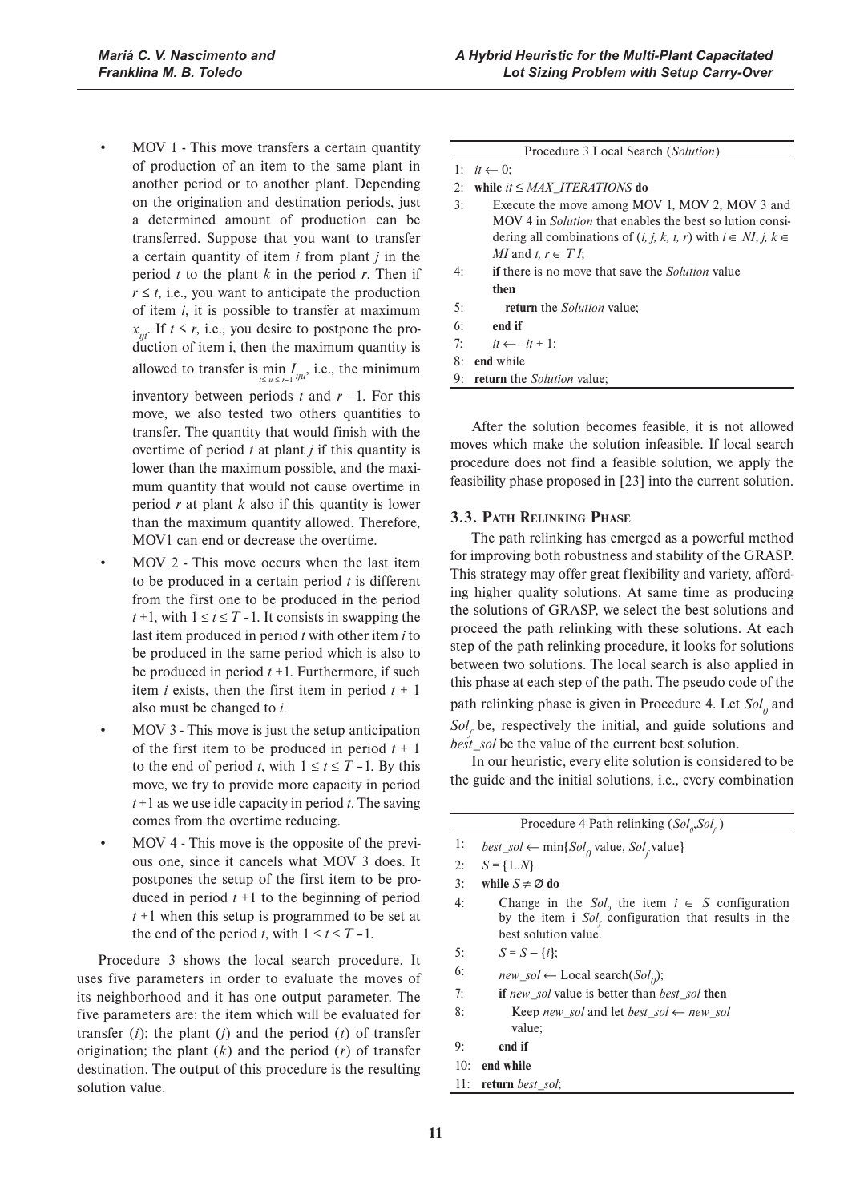- MOV 1 - This move transfers a certain quantity of production of an item to the same plant in another period or to another plant. Depending on the origination and destination periods, just a determined amount of production can be transferred. Suppose that you want to transfer a certain quantity of item $i$ from plant $j$ in the period $t$ to the plant $k$ in the period $r$. Then if $r \leq t$, i.e., you want to anticipate the production of item $i$, it is possible to transfer at maximum $x_{ijt}$. If $t < r$, i.e., you desire to postpone the production of item i, then the maximum quantity is allowed to transfer is $\min_{t \leq u \leq r-1} I_{iju}$, i.e., the minimum inventory between periods $t$ and $r-1$. For this move, we also tested two others quantities to transfer. The quantity that would finish with the overtime of period $t$ at plant $j$ if this quantity is lower than the maximum possible, and the maximum quantity that would not cause overtime in period $r$ at plant $k$ also if this quantity is lower than the maximum quantity allowed. Therefore, MOV1 can end or decrease the overtime.
- MOV 2 - This move occurs when the last item to be produced in a certain period $t$ is different from the first one to be produced in the period $t+1$, with $1 \leq t \leq T-1$. It consists in swapping the last item produced in period $t$ with other item $i$ to be produced in the same period which is also to be produced in period $t+1$. Furthermore, if such item $i$ exists, then the first item in period $t+1$ also must be changed to $i$.
- MOV 3 - This move is just the setup anticipation of the first item to be produced in period $t+1$ to the end of period $t$, with $1 \leq t \leq T-1$. By this move, we try to provide more capacity in period $t+1$ as we use idle capacity in period $t$. The saving comes from the overtime reducing.
- MOV 4 - This move is the opposite of the previous one, since it cancels what MOV 3 does. It postpones the setup of the first item to be produced in period $t+1$ to the beginning of period $t+1$ when this setup is programmed to be set at the end of the period $t$, with $1 \leq t \leq T-1$.

Procedure 3 shows the local search procedure. It uses five parameters in order to evaluate the moves of its neighborhood and it has one output parameter. The five parameters are: the item which will be evaluated for transfer ($i$); the plant ($j$) and the period ($t$) of transfer origination; the plant ($k$) and the period ($r$) of transfer destination. The output of this procedure is the resulting solution value.

```
Procedure 3 Local Search (Solution)
1: it ← 0;
2: while it ≤ MAX_ITERATIONS do
3:     Execute the move among MOV 1, MOV 2, MOV 3 and
       MOV 4 in Solution that enables the best so lution considering
       all combinations of (i, j, k, t, r) with i ∈ NI, j, k ∈
       MI and t, r ∈ T I;
4:     if there is no move that save the Solution value
       then
5:         return the Solution value;
6:     end if
7:     it ← it + 1;
8: end while
9: return the Solution value;
```

After the solution becomes feasible, it is not allowed moves which make the solution infeasible. If local search procedure does not find a feasible solution, we apply the feasibility phase proposed in [23] into the current solution.

### 3.3. Path Relinking Phase

The path relinking has emerged as a powerful method for improving both robustness and stability of the GRASP. This strategy may offer great flexibility and variety, affording higher quality solutions. At same time as producing the solutions of GRASP, we select the best solutions and proceed the path relinking with these solutions. At each step of the path relinking procedure, it looks for solutions between two solutions. The local search is also applied in this phase at each step of the path. The pseudo code of the path relinking phase is given in Procedure 4. Let $Sol_0$ and $Sol_f$ be, respectively the initial, and guide solutions and *best_sol* be the value of the current best solution.

In our heuristic, every elite solution is considered to be the guide and the initial solutions, i.e., every combination

```
Procedure 4 Path relinking (Sol_0, Sol_f)
1:  best_sol ← min{Sol_0 value, Sol_f value}
2:  S = {1..N}
3:  while S ≠ Ø do
4:      Change in the Sol_0 the item i ∈ S configuration
        by the item i Sol_f configuration that results in the
        best solution value.
5:      S = S − {i};
6:      new_sol ← Local search(Sol_0);
7:      if new_sol value is better than best_sol then
8:          Keep new_sol and let best_sol ← new_sol
            value;
9:      end if
10: end while
11: return best_sol;
```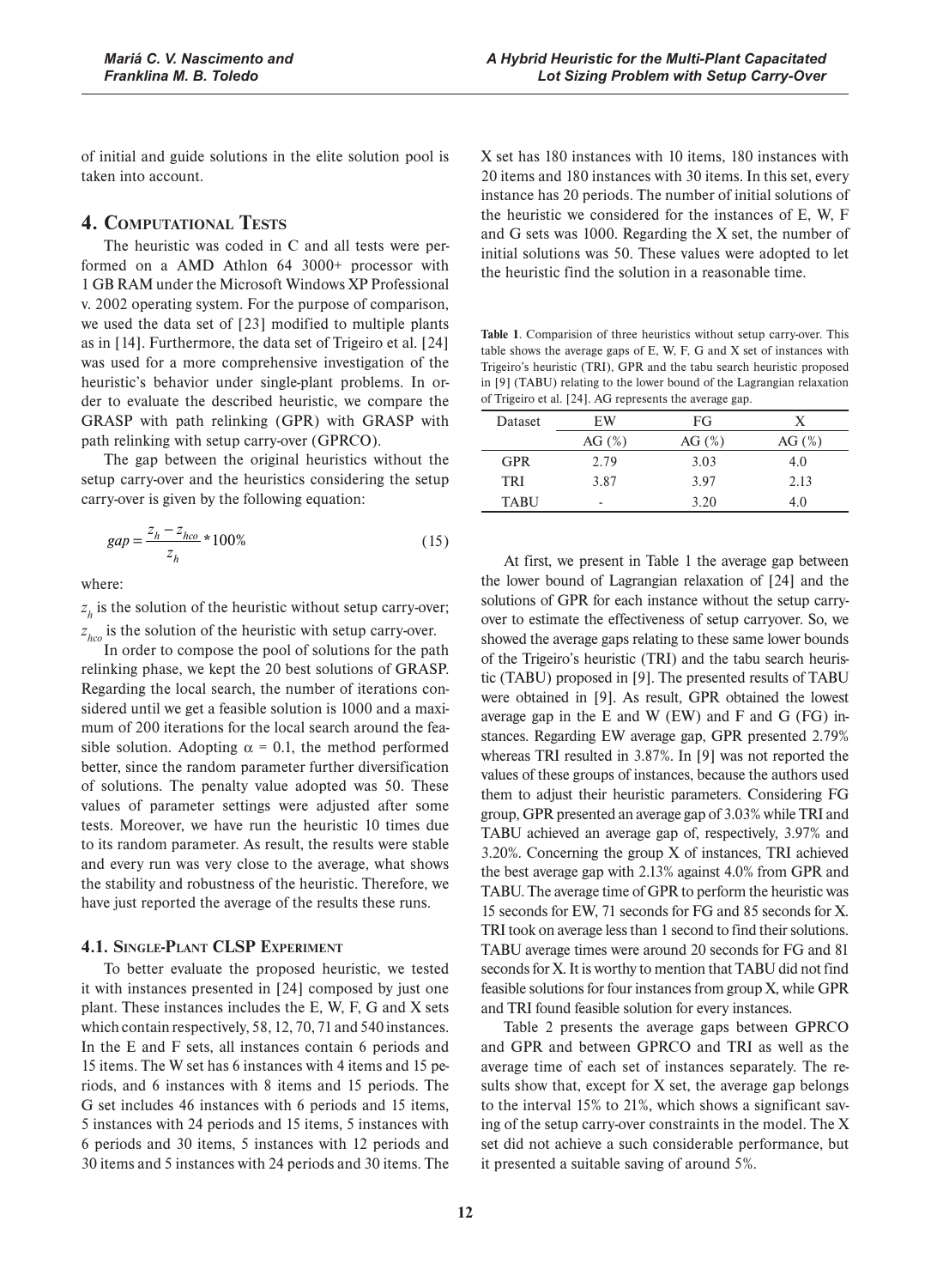of initial and guide solutions in the elite solution pool is taken into account.

## 4. Computational Tests

The heuristic was coded in C and all tests were performed on a AMD Athlon 64 3000+ processor with 1 GB RAM under the Microsoft Windows XP Professional v. 2002 operating system. For the purpose of comparison, we used the data set of [23] modified to multiple plants as in [14]. Furthermore, the data set of Trigeiro et al. [24] was used for a more comprehensive investigation of the heuristic's behavior under single-plant problems. In order to evaluate the described heuristic, we compare the GRASP with path relinking (GPR) with GRASP with path relinking with setup carry-over (GPRCO).

The gap between the original heuristics without the setup carry-over and the heuristics considering the setup carry-over is given by the following equation:

$$gap = \frac{z_h - z_{hco}}{z_h} * 100\% \tag{15}$$

where:

$z_h$ is the solution of the heuristic without setup carry-over;

$z_{hco}$ is the solution of the heuristic with setup carry-over.

In order to compose the pool of solutions for the path relinking phase, we kept the 20 best solutions of GRASP. Regarding the local search, the number of iterations considered until we get a feasible solution is 1000 and a maximum of 200 iterations for the local search around the feasible solution. Adopting $\alpha = 0.1$, the method performed better, since the random parameter further diversification of solutions. The penalty value adopted was 50. These values of parameter settings were adjusted after some tests. Moreover, we have run the heuristic 10 times due to its random parameter. As result, the results were stable and every run was very close to the average, what shows the stability and robustness of the heuristic. Therefore, we have just reported the average of the results these runs.

### 4.1. Single-Plant CLSP Experiment

To better evaluate the proposed heuristic, we tested it with instances presented in [24] composed by just one plant. These instances includes the E, W, F, G and X sets which contain respectively, 58, 12, 70, 71 and 540 instances. In the E and F sets, all instances contain 6 periods and 15 items. The W set has 6 instances with 4 items and 15 periods, and 6 instances with 8 items and 15 periods. The G set includes 46 instances with 6 periods and 15 items, 5 instances with 24 periods and 15 items, 5 instances with 6 periods and 30 items, 5 instances with 12 periods and 30 items and 5 instances with 24 periods and 30 items. The X set has 180 instances with 10 items, 180 instances with 20 items and 180 instances with 30 items. In this set, every instance has 20 periods. The number of initial solutions of the heuristic we considered for the instances of E, W, F and G sets was 1000. Regarding the X set, the number of initial solutions was 50. These values were adopted to let the heuristic find the solution in a reasonable time.

**Table 1**. Comparision of three heuristics without setup carry-over. This table shows the average gaps of E, W, F, G and X set of instances with Trigeiro's heuristic (TRI), GPR and the tabu search heuristic proposed in [9] (TABU) relating to the lower bound of the Lagrangian relaxation of Trigeiro et al. [24]. AG represents the average gap.

| Dataset | EW | FG | X |
|---|---|---|---|
| | AG (%) | AG (%) | AG (%) |
| GPR | 2.79 | 3.03 | 4.0 |
| TRI | 3.87 | 3.97 | 2.13 |
| TABU | - | 3.20 | 4.0 |

At first, we present in Table 1 the average gap between the lower bound of Lagrangian relaxation of [24] and the solutions of GPR for each instance without the setup carry-over to estimate the effectiveness of setup carryover. So, we showed the average gaps relating to these same lower bounds of the Trigeiro's heuristic (TRI) and the tabu search heuristic (TABU) proposed in [9]. The presented results of TABU were obtained in [9]. As result, GPR obtained the lowest average gap in the E and W (EW) and F and G (FG) instances. Regarding EW average gap, GPR presented 2.79% whereas TRI resulted in 3.87%. In [9] was not reported the values of these groups of instances, because the authors used them to adjust their heuristic parameters. Considering FG group, GPR presented an average gap of 3.03% while TRI and TABU achieved an average gap of, respectively, 3.97% and 3.20%. Concerning the group X of instances, TRI achieved the best average gap with 2.13% against 4.0% from GPR and TABU. The average time of GPR to perform the heuristic was 15 seconds for EW, 71 seconds for FG and 85 seconds for X. TRI took on average less than 1 second to find their solutions. TABU average times were around 20 seconds for FG and 81 seconds for X. It is worthy to mention that TABU did not find feasible solutions for four instances from group X, while GPR and TRI found feasible solution for every instances.

Table 2 presents the average gaps between GPRCO and GPR and between GPRCO and TRI as well as the average time of each set of instances separately. The results show that, except for X set, the average gap belongs to the interval 15% to 21%, which shows a significant saving of the setup carry-over constraints in the model. The X set did not achieve a such considerable performance, but it presented a suitable saving of around 5%.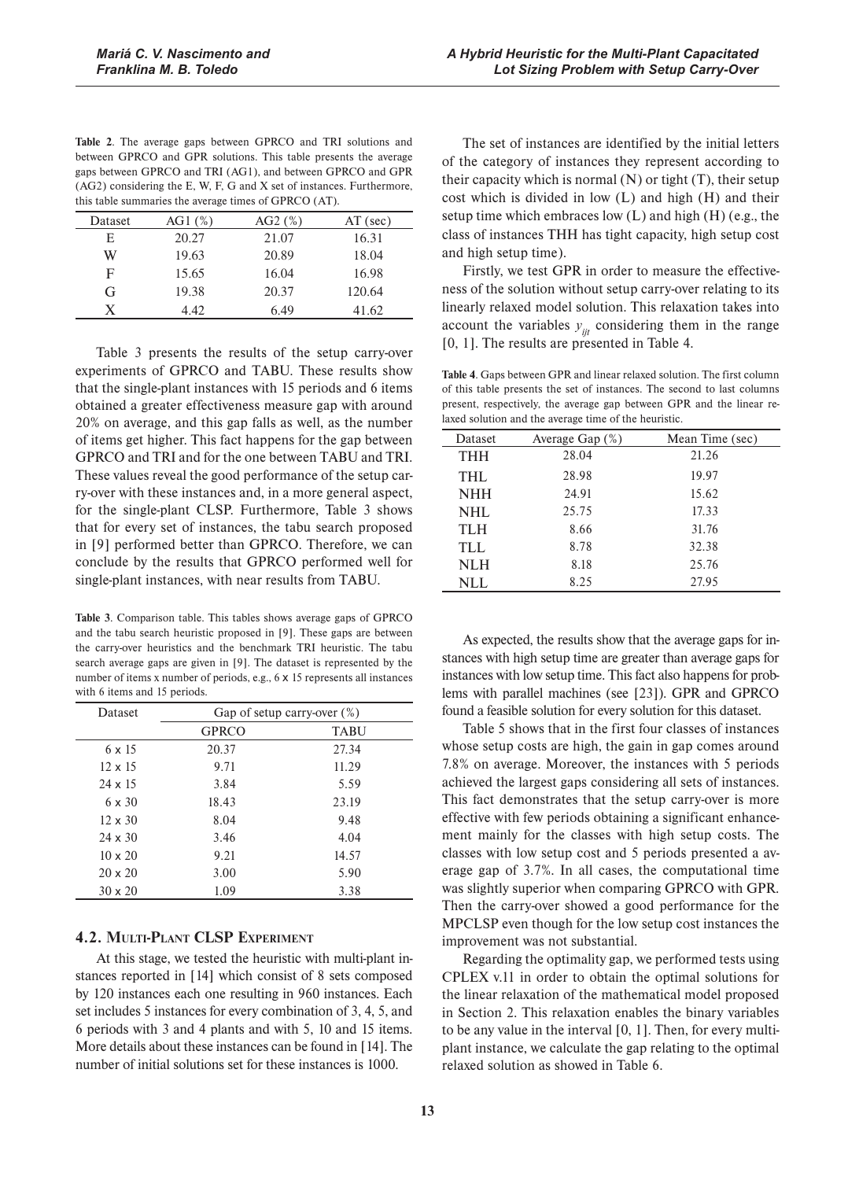**Table 2**. The average gaps between GPRCO and TRI solutions and between GPRCO and GPR solutions. This table presents the average gaps between GPRCO and TRI (AG1), and between GPRCO and GPR (AG2) considering the E, W, F, G and X set of instances. Furthermore, this table summaries the average times of GPRCO (AT).

| Dataset | AG1 (%) | AG2 (%) | AT (sec) |
|---|---|---|---|
| E | 20.27 | 21.07 | 16.31 |
| W | 19.63 | 20.89 | 18.04 |
| F | 15.65 | 16.04 | 16.98 |
| G | 19.38 | 20.37 | 120.64 |
| X | 4.42 | 6.49 | 41.62 |

Table 3 presents the results of the setup carry-over experiments of GPRCO and TABU. These results show that the single-plant instances with 15 periods and 6 items obtained a greater effectiveness measure gap with around 20% on average, and this gap falls as well, as the number of items get higher. This fact happens for the gap between GPRCO and TRI and for the one between TABU and TRI. These values reveal the good performance of the setup carry-over with these instances and, in a more general aspect, for the single-plant CLSP. Furthermore, Table 3 shows that for every set of instances, the tabu search proposed in [9] performed better than GPRCO. Therefore, we can conclude by the results that GPRCO performed well for single-plant instances, with near results from TABU.

**Table 3**. Comparison table. This tables shows average gaps of GPRCO and the tabu search heuristic proposed in [9]. These gaps are between the carry-over heuristics and the benchmark TRI heuristic. The tabu search average gaps are given in [9]. The dataset is represented by the number of items x number of periods, e.g., 6 x 15 represents all instances with 6 items and 15 periods.

| Dataset | Gap of setup carry-over (%) | |
|---|---|---|
| | GPRCO | TABU |
| 6 x 15 | 20.37 | 27.34 |
| 12 x 15 | 9.71 | 11.29 |
| 24 x 15 | 3.84 | 5.59 |
| 6 x 30 | 18.43 | 23.19 |
| 12 x 30 | 8.04 | 9.48 |
| 24 x 30 | 3.46 | 4.04 |
| 10 x 20 | 9.21 | 14.57 |
| 20 x 20 | 3.00 | 5.90 |
| 30 x 20 | 1.09 | 3.38 |

## 4.2. Multi-Plant CLSP Experiment

At this stage, we tested the heuristic with multi-plant instances reported in [14] which consist of 8 sets composed by 120 instances each one resulting in 960 instances. Each set includes 5 instances for every combination of 3, 4, 5, and 6 periods with 3 and 4 plants and with 5, 10 and 15 items. More details about these instances can be found in [14]. The number of initial solutions set for these instances is 1000.

The set of instances are identified by the initial letters of the category of instances they represent according to their capacity which is normal (N) or tight (T), their setup cost which is divided in low (L) and high (H) and their setup time which embraces low (L) and high (H) (e.g., the class of instances THH has tight capacity, high setup cost and high setup time).

Firstly, we test GPR in order to measure the effectiveness of the solution without setup carry-over relating to its linearly relaxed model solution. This relaxation takes into account the variables $y_{ijt}$ considering them in the range [0, 1]. The results are presented in Table 4.

**Table 4**. Gaps between GPR and linear relaxed solution. The first column of this table presents the set of instances. The second to last columns present, respectively, the average gap between GPR and the linear relaxed solution and the average time of the heuristic.

| Dataset | Average Gap (%) | Mean Time (sec) |
|---|---|---|
| THH | 28.04 | 21.26 |
| THL | 28.98 | 19.97 |
| NHH | 24.91 | 15.62 |
| NHL | 25.75 | 17.33 |
| TLH | 8.66 | 31.76 |
| TLL | 8.78 | 32.38 |
| NLH | 8.18 | 25.76 |
| NLL | 8.25 | 27.95 |

As expected, the results show that the average gaps for instances with high setup time are greater than average gaps for instances with low setup time. This fact also happens for problems with parallel machines (see [23]). GPR and GPRCO found a feasible solution for every solution for this dataset.

Table 5 shows that in the first four classes of instances whose setup costs are high, the gain in gap comes around 7.8% on average. Moreover, the instances with 5 periods achieved the largest gaps considering all sets of instances. This fact demonstrates that the setup carry-over is more effective with few periods obtaining a significant enhancement mainly for the classes with high setup costs. The classes with low setup cost and 5 periods presented a average gap of 3.7%. In all cases, the computational time was slightly superior when comparing GPRCO with GPR. Then the carry-over showed a good performance for the MPCLSP even though for the low setup cost instances the improvement was not substantial.

Regarding the optimality gap, we performed tests using CPLEX v.11 in order to obtain the optimal solutions for the linear relaxation of the mathematical model proposed in Section 2. This relaxation enables the binary variables to be any value in the interval [0, 1]. Then, for every multi-plant instance, we calculate the gap relating to the optimal relaxed solution as showed in Table 6.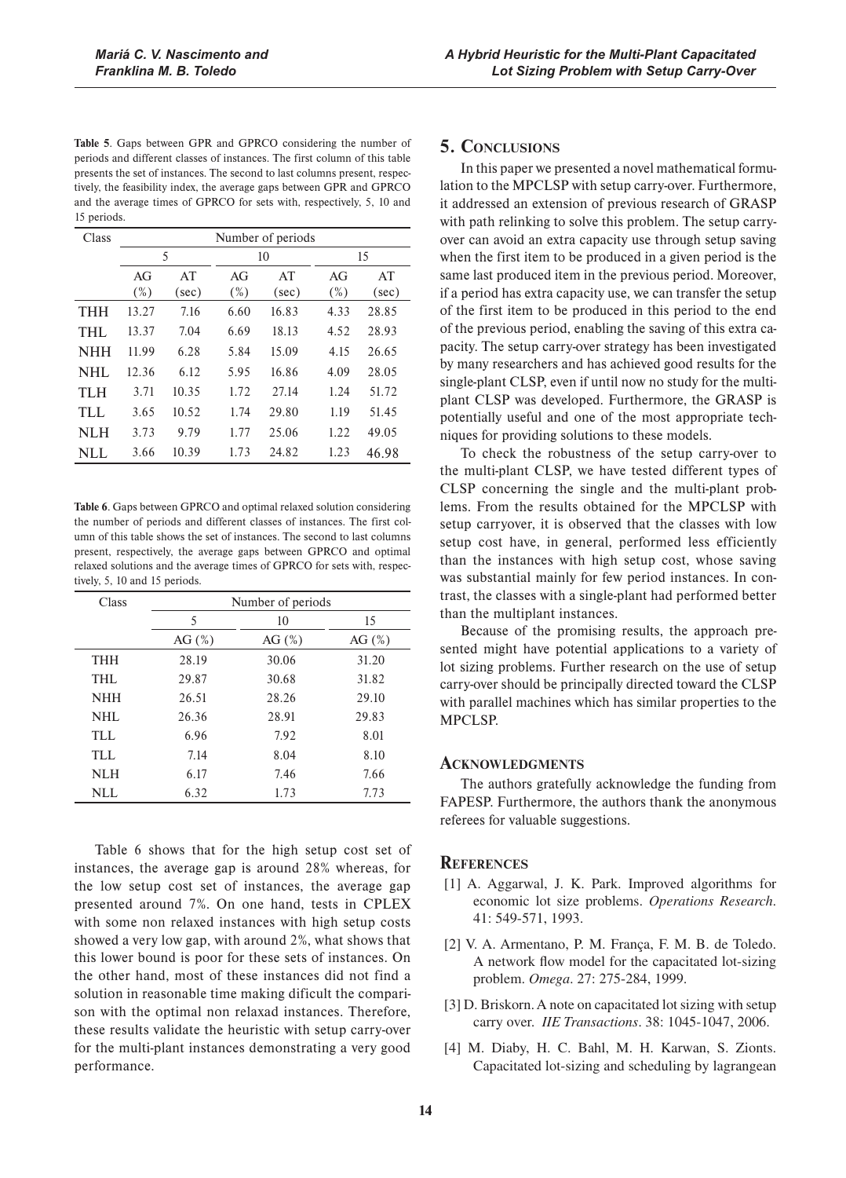**Table 5**. Gaps between GPR and GPRCO considering the number of periods and different classes of instances. The first column of this table presents the set of instances. The second to last columns present, respectively, the feasibility index, the average gaps between GPR and GPRCO and the average times of GPRCO for sets with, respectively, 5, 10 and 15 periods.

| Class | Number of periods | | | | | |
|---|---|---|---|---|---|---|
| | 5 | | 10 | | 15 | |
| | AG (%) | AT (sec) | AG (%) | AT (sec) | AG (%) | AT (sec) |
| THH | 13.27 | 7.16 | 6.60 | 16.83 | 4.33 | 28.85 |
| THL | 13.37 | 7.04 | 6.69 | 18.13 | 4.52 | 28.93 |
| NHH | 11.99 | 6.28 | 5.84 | 15.09 | 4.15 | 26.65 |
| NHL | 12.36 | 6.12 | 5.95 | 16.86 | 4.09 | 28.05 |
| TLH | 3.71 | 10.35 | 1.72 | 27.14 | 1.24 | 51.72 |
| TLL | 3.65 | 10.52 | 1.74 | 29.80 | 1.19 | 51.45 |
| NLH | 3.73 | 9.79 | 1.77 | 25.06 | 1.22 | 49.05 |
| NLL | 3.66 | 10.39 | 1.73 | 24.82 | 1.23 | 46.98 |

**Table 6**. Gaps between GPRCO and optimal relaxed solution considering the number of periods and different classes of instances. The first column of this table shows the set of instances. The second to last columns present, respectively, the average gaps between GPRCO and optimal relaxed solutions and the average times of GPRCO for sets with, respectively, 5, 10 and 15 periods.

| Class | Number of periods | | |
|---|---|---|---|
| | 5 | 10 | 15 |
| | AG (%) | AG (%) | AG (%) |
| THH | 28.19 | 30.06 | 31.20 |
| THL | 29.87 | 30.68 | 31.82 |
| NHH | 26.51 | 28.26 | 29.10 |
| NHL | 26.36 | 28.91 | 29.83 |
| TLL | 6.96 | 7.92 | 8.01 |
| TLL | 7.14 | 8.04 | 8.10 |
| NLH | 6.17 | 7.46 | 7.66 |
| NLL | 6.32 | 1.73 | 7.73 |

Table 6 shows that for the high setup cost set of instances, the average gap is around 28% whereas, for the low setup cost set of instances, the average gap presented around 7%. On one hand, tests in CPLEX with some non relaxed instances with high setup costs showed a very low gap, with around 2%, what shows that this lower bound is poor for these sets of instances. On the other hand, most of these instances did not find a solution in reasonable time making dificult the comparison with the optimal non relaxad instances. Therefore, these results validate the heuristic with setup carry-over for the multi-plant instances demonstrating a very good performance.

## 5. Conclusions

In this paper we presented a novel mathematical formulation to the MPCLSP with setup carry-over. Furthermore, it addressed an extension of previous research of GRASP with path relinking to solve this problem. The setup carry-over can avoid an extra capacity use through setup saving when the first item to be produced in a given period is the same last produced item in the previous period. Moreover, if a period has extra capacity use, we can transfer the setup of the first item to be produced in this period to the end of the previous period, enabling the saving of this extra capacity. The setup carry-over strategy has been investigated by many researchers and has achieved good results for the single-plant CLSP, even if until now no study for the multi-plant CLSP was developed. Furthermore, the GRASP is potentially useful and one of the most appropriate techniques for providing solutions to these models.

To check the robustness of the setup carry-over to the multi-plant CLSP, we have tested different types of CLSP concerning the single and the multi-plant problems. From the results obtained for the MPCLSP with setup carryover, it is observed that the classes with low setup cost have, in general, performed less efficiently than the instances with high setup cost, whose saving was substantial mainly for few period instances. In contrast, the classes with a single-plant had performed better than the multiplant instances.

Because of the promising results, the approach presented might have potential applications to a variety of lot sizing problems. Further research on the use of setup carry-over should be principally directed toward the CLSP with parallel machines which has similar properties to the MPCLSP.

## Acknowledgments

The authors gratefully acknowledge the funding from FAPESP. Furthermore, the authors thank the anonymous referees for valuable suggestions.

## References

[1] A. Aggarwal, J. K. Park. Improved algorithms for economic lot size problems. *Operations Research*. 41: 549-571, 1993.

[2] V. A. Armentano, P. M. França, F. M. B. de Toledo. A network flow model for the capacitated lot-sizing problem. *Omega*. 27: 275-284, 1999.

[3] D. Briskorn. A note on capacitated lot sizing with setup carry over. *IIE Transactions*. 38: 1045-1047, 2006.

[4] M. Diaby, H. C. Bahl, M. H. Karwan, S. Zionts. Capacitated lot-sizing and scheduling by lagrangean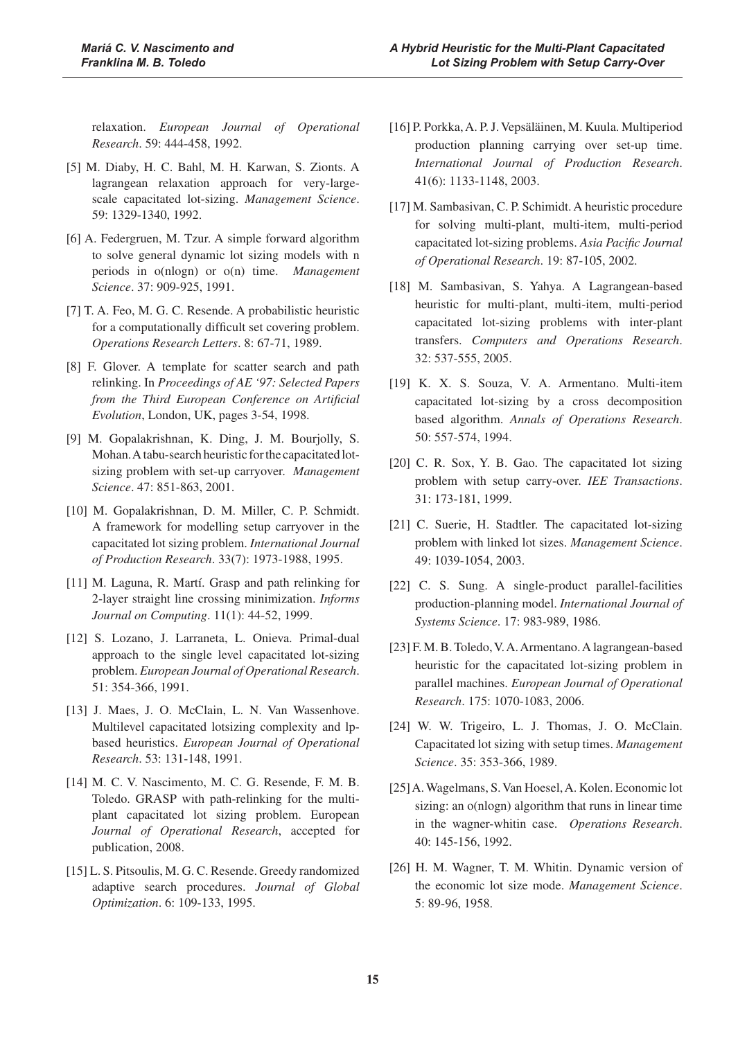relaxation. *European Journal of Operational Research*. 59: 444-458, 1992.

[5] M. Diaby, H. C. Bahl, M. H. Karwan, S. Zionts. A lagrangean relaxation approach for very-large-scale capacitated lot-sizing. *Management Science*. 59: 1329-1340, 1992.

[6] A. Federgruen, M. Tzur. A simple forward algorithm to solve general dynamic lot sizing models with n periods in o(nlogn) or o(n) time. *Management Science*. 37: 909-925, 1991.

[7] T. A. Feo, M. G. C. Resende. A probabilistic heuristic for a computationally difficult set covering problem. *Operations Research Letters*. 8: 67-71, 1989.

[8] F. Glover. A template for scatter search and path relinking. In *Proceedings of AE '97: Selected Papers from the Third European Conference on Artificial Evolution*, London, UK, pages 3-54, 1998.

[9] M. Gopalakrishnan, K. Ding, J. M. Bourjolly, S. Mohan. A tabu-search heuristic for the capacitated lot-sizing problem with set-up carryover. *Management Science*. 47: 851-863, 2001.

[10] M. Gopalakrishnan, D. M. Miller, C. P. Schmidt. A framework for modelling setup carryover in the capacitated lot sizing problem. *International Journal of Production Research*. 33(7): 1973-1988, 1995.

[11] M. Laguna, R. Martí. Grasp and path relinking for 2-layer straight line crossing minimization. *Informs Journal on Computing*. 11(1): 44-52, 1999.

[12] S. Lozano, J. Larraneta, L. Onieva. Primal-dual approach to the single level capacitated lot-sizing problem. *European Journal of Operational Research*. 51: 354-366, 1991.

[13] J. Maes, J. O. McClain, L. N. Van Wassenhove. Multilevel capacitated lotsizing complexity and lp-based heuristics. *European Journal of Operational Research*. 53: 131-148, 1991.

[14] M. C. V. Nascimento, M. C. G. Resende, F. M. B. Toledo. GRASP with path-relinking for the multi-plant capacitated lot sizing problem. European *Journal of Operational Research*, accepted for publication, 2008.

[15] L. S. Pitsoulis, M. G. C. Resende. Greedy randomized adaptive search procedures. *Journal of Global Optimization*. 6: 109-133, 1995.

[16] P. Porkka, A. P. J. Vepsäläinen, M. Kuula. Multiperiod production planning carrying over set-up time. *International Journal of Production Research*. 41(6): 1133-1148, 2003.

[17] M. Sambasivan, C. P. Schimidt. A heuristic procedure for solving multi-plant, multi-item, multi-period capacitated lot-sizing problems. *Asia Pacific Journal of Operational Research*. 19: 87-105, 2002.

[18] M. Sambasivan, S. Yahya. A Lagrangean-based heuristic for multi-plant, multi-item, multi-period capacitated lot-sizing problems with inter-plant transfers. *Computers and Operations Research*. 32: 537-555, 2005.

[19] K. X. S. Souza, V. A. Armentano. Multi-item capacitated lot-sizing by a cross decomposition based algorithm. *Annals of Operations Research*. 50: 557-574, 1994.

[20] C. R. Sox, Y. B. Gao. The capacitated lot sizing problem with setup carry-over. *IEE Transactions*. 31: 173-181, 1999.

[21] C. Suerie, H. Stadtler. The capacitated lot-sizing problem with linked lot sizes. *Management Science*. 49: 1039-1054, 2003.

[22] C. S. Sung. A single-product parallel-facilities production-planning model. *International Journal of Systems Science*. 17: 983-989, 1986.

[23] F. M. B. Toledo, V. A. Armentano. A lagrangean-based heuristic for the capacitated lot-sizing problem in parallel machines. *European Journal of Operational Research*. 175: 1070-1083, 2006.

[24] W. W. Trigeiro, L. J. Thomas, J. O. McClain. Capacitated lot sizing with setup times. *Management Science*. 35: 353-366, 1989.

[25] A. Wagelmans, S. Van Hoesel, A. Kolen. Economic lot sizing: an o(nlogn) algorithm that runs in linear time in the wagner-whitin case. *Operations Research*. 40: 145-156, 1992.

[26] H. M. Wagner, T. M. Whitin. Dynamic version of the economic lot size mode. *Management Science*. 5: 89-96, 1958.